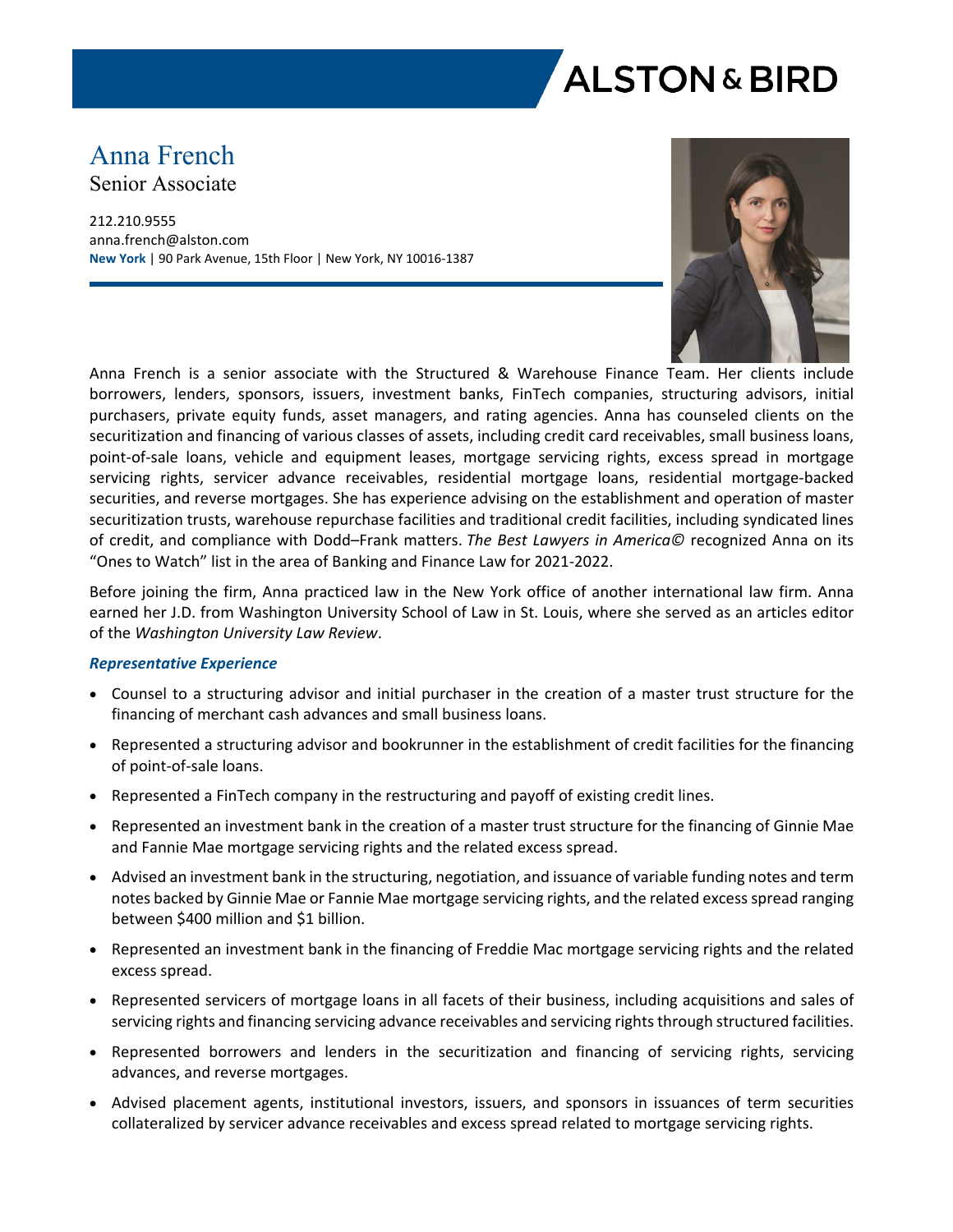# Anna French

## Senior Associate

212.210.9555
anna.french@alston.com
**New York** | 90 Park Avenue, 15th Floor | New York, NY 10016-1387

Anna French is a senior associate with the Structured & Warehouse Finance Team. Her clients include borrowers, lenders, sponsors, issuers, investment banks, FinTech companies, structuring advisors, initial purchasers, private equity funds, asset managers, and rating agencies. Anna has counseled clients on the securitization and financing of various classes of assets, including credit card receivables, small business loans, point-of-sale loans, vehicle and equipment leases, mortgage servicing rights, excess spread in mortgage servicing rights, servicer advance receivables, residential mortgage loans, residential mortgage-backed securities, and reverse mortgages. She has experience advising on the establishment and operation of master securitization trusts, warehouse repurchase facilities and traditional credit facilities, including syndicated lines of credit, and compliance with Dodd–Frank matters. *The Best Lawyers in America©* recognized Anna on its "Ones to Watch" list in the area of Banking and Finance Law for 2021-2022.

Before joining the firm, Anna practiced law in the New York office of another international law firm. Anna earned her J.D. from Washington University School of Law in St. Louis, where she served as an articles editor of the *Washington University Law Review*.

### *Representative Experience*

- Counsel to a structuring advisor and initial purchaser in the creation of a master trust structure for the financing of merchant cash advances and small business loans.
- Represented a structuring advisor and bookrunner in the establishment of credit facilities for the financing of point-of-sale loans.
- Represented a FinTech company in the restructuring and payoff of existing credit lines.
- Represented an investment bank in the creation of a master trust structure for the financing of Ginnie Mae and Fannie Mae mortgage servicing rights and the related excess spread.
- Advised an investment bank in the structuring, negotiation, and issuance of variable funding notes and term notes backed by Ginnie Mae or Fannie Mae mortgage servicing rights, and the related excess spread ranging between $400 million and $1 billion.
- Represented an investment bank in the financing of Freddie Mac mortgage servicing rights and the related excess spread.
- Represented servicers of mortgage loans in all facets of their business, including acquisitions and sales of servicing rights and financing servicing advance receivables and servicing rights through structured facilities.
- Represented borrowers and lenders in the securitization and financing of servicing rights, servicing advances, and reverse mortgages.
- Advised placement agents, institutional investors, issuers, and sponsors in issuances of term securities collateralized by servicer advance receivables and excess spread related to mortgage servicing rights.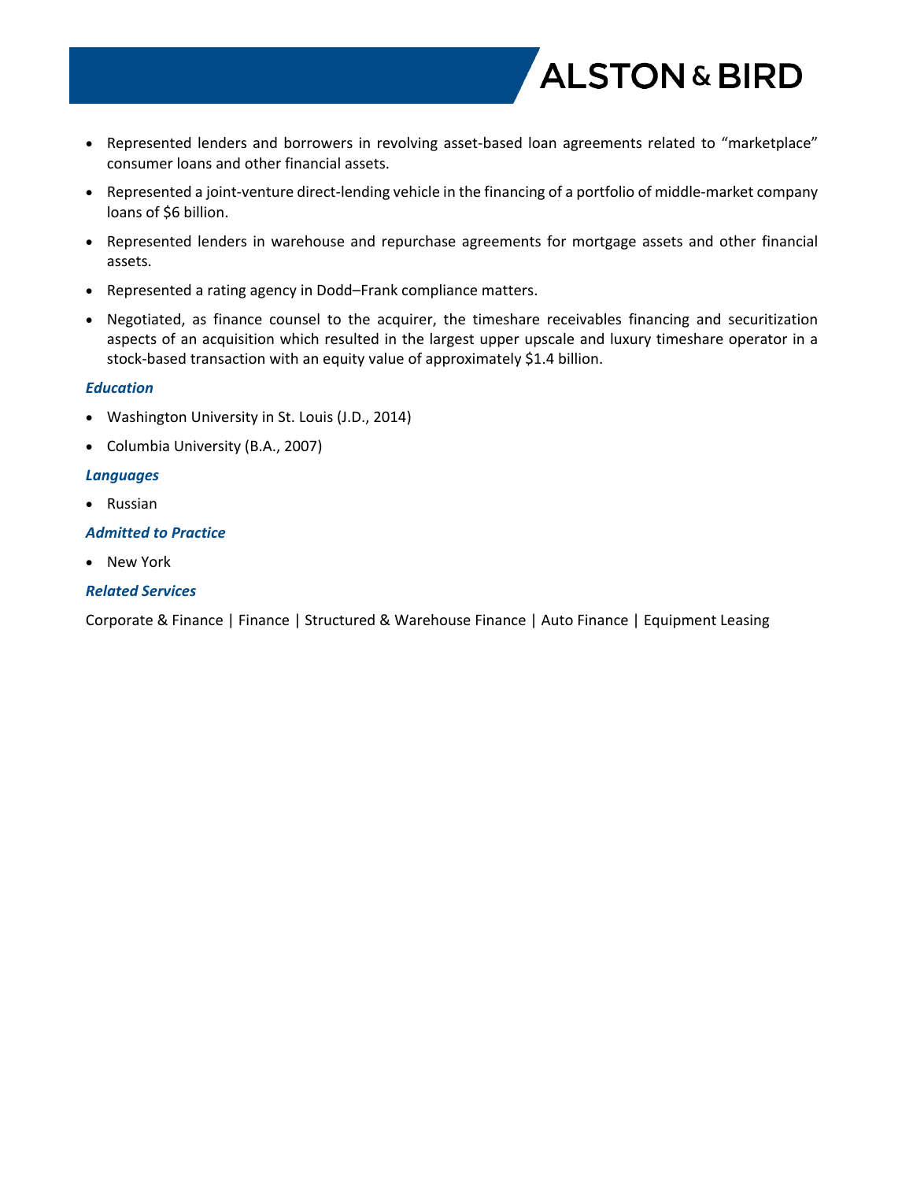- Represented lenders and borrowers in revolving asset-based loan agreements related to “marketplace” consumer loans and other financial assets.
- Represented a joint-venture direct-lending vehicle in the financing of a portfolio of middle-market company loans of $6 billion.
- Represented lenders in warehouse and repurchase agreements for mortgage assets and other financial assets.
- Represented a rating agency in Dodd–Frank compliance matters.
- Negotiated, as finance counsel to the acquirer, the timeshare receivables financing and securitization aspects of an acquisition which resulted in the largest upper upscale and luxury timeshare operator in a stock-based transaction with an equity value of approximately $1.4 billion.

***Education***

- Washington University in St. Louis (J.D., 2014)
- Columbia University (B.A., 2007)

***Languages***

- Russian

***Admitted to Practice***

- New York

***Related Services***

Corporate & Finance | Finance | Structured & Warehouse Finance | Auto Finance | Equipment Leasing